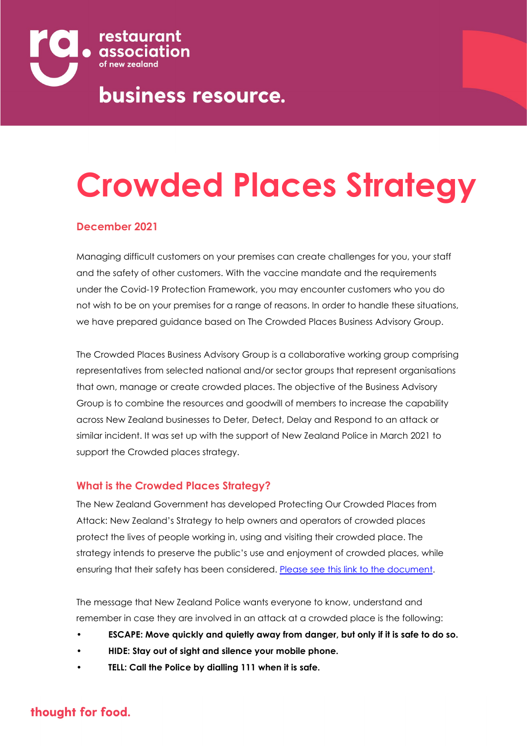restaurant association of new zealand

business resource.

# Crowded Places Strategy

**December 2021**

Managing difficult customers on your premises can create challenges for you, your staff and the safety of other customers. With the vaccine mandate and the requirements under the Covid-19 Protection Framework, you may encounter customers who you do not wish to be on your premises for a range of reasons. In order to handle these situations, we have prepared guidance based on The Crowded Places Business Advisory Group.

The Crowded Places Business Advisory Group is a collaborative working group comprising representatives from selected national and/or sector groups that represent organisations that own, manage or create crowded places. The objective of the Business Advisory Group is to combine the resources and goodwill of members to increase the capability across New Zealand businesses to Deter, Detect, Delay and Respond to an attack or similar incident. It was set up with the support of New Zealand Police in March 2021 to support the Crowded places strategy.

## What is the Crowded Places Strategy?

The New Zealand Government has developed Protecting Our Crowded Places from Attack: New Zealand's Strategy to help owners and operators of crowded places protect the lives of people working in, using and visiting their crowded place. The strategy intends to preserve the public's use and enjoyment of crowded places, while ensuring that their safety has been considered. Please see this link to the document.

The message that New Zealand Police wants everyone to know, understand and remember in case they are involved in an attack at a crowded place is the following:

- **ESCAPE: Move quickly and quietly away from danger, but only if it is safe to do so.**
- **HIDE: Stay out of sight and silence your mobile phone.**
- **TELL: Call the Police by dialling 111 when it is safe.**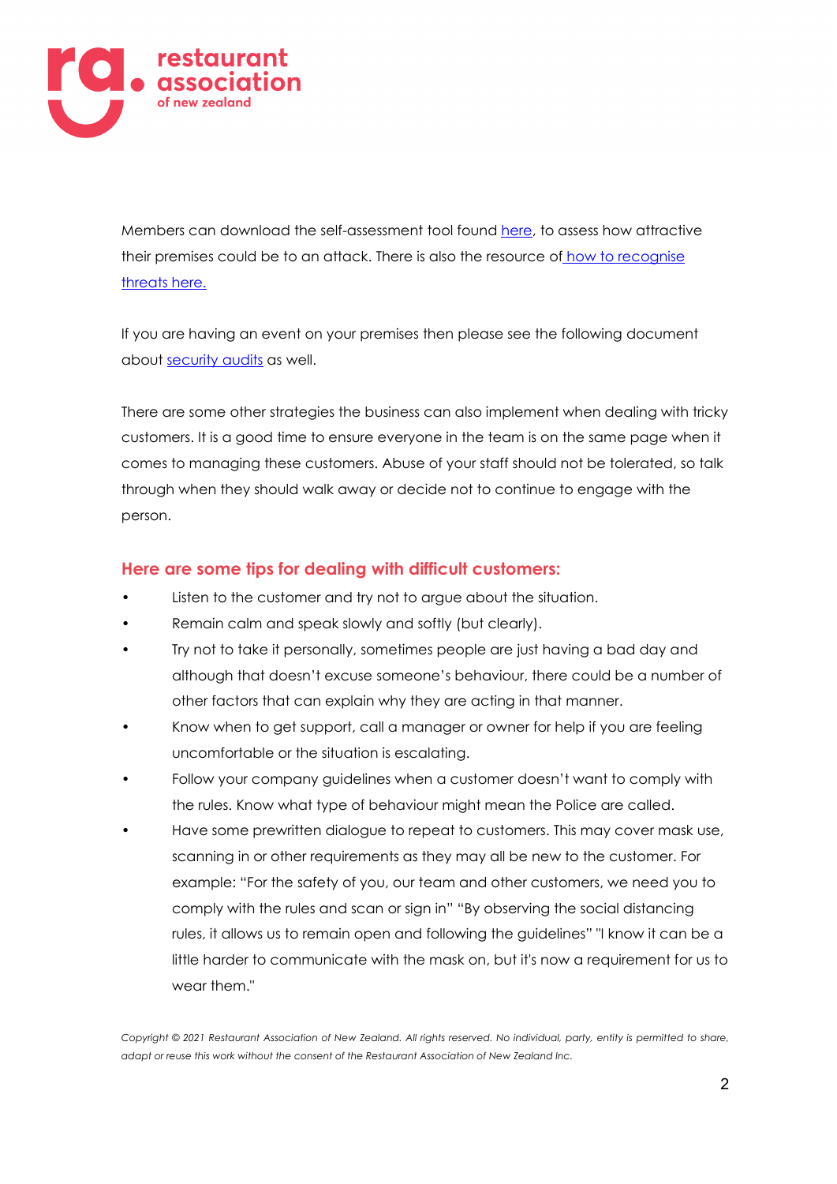Members can download the self-assessment tool found here, to assess how attractive their premises could be to an attack. There is also the resource of how to recognise threats here.

If you are having an event on your premises then please see the following document about security audits as well.

There are some other strategies the business can also implement when dealing with tricky customers. It is a good time to ensure everyone in the team is on the same page when it comes to managing these customers. Abuse of your staff should not be tolerated, so talk through when they should walk away or decide not to continue to engage with the person.

## Here are some tips for dealing with difficult customers:

- Listen to the customer and try not to argue about the situation.
- Remain calm and speak slowly and softly (but clearly).
- Try not to take it personally, sometimes people are just having a bad day and although that doesn't excuse someone's behaviour, there could be a number of other factors that can explain why they are acting in that manner.
- Know when to get support, call a manager or owner for help if you are feeling uncomfortable or the situation is escalating.
- Follow your company guidelines when a customer doesn't want to comply with the rules. Know what type of behaviour might mean the Police are called.
- Have some prewritten dialogue to repeat to customers. This may cover mask use, scanning in or other requirements as they may all be new to the customer. For example: "For the safety of you, our team and other customers, we need you to comply with the rules and scan or sign in" "By observing the social distancing rules, it allows us to remain open and following the guidelines" "I know it can be a little harder to communicate with the mask on, but it's now a requirement for us to wear them."

*Copyright © 2021 Restaurant Association of New Zealand. All rights reserved. No individual, party, entity is permitted to share, adapt or reuse this work without the consent of the Restaurant Association of New Zealand Inc.*